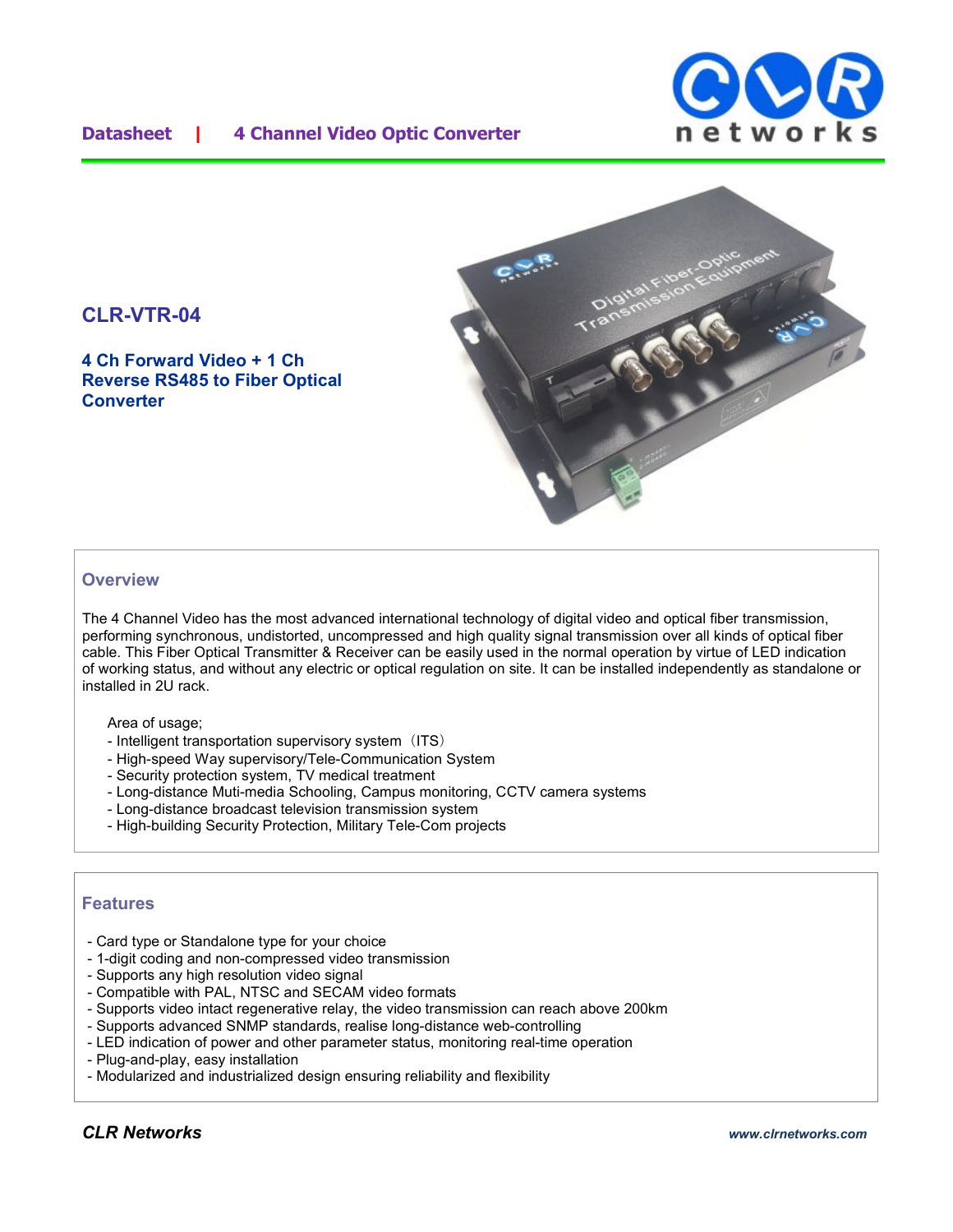Datasheet | 4 Channel Video Optic Converter

# CLR-VTR-04

## 4 Ch Forward Video + 1 Ch Reverse RS485 to Fiber Optical Converter

## Overview

The 4 Channel Video has the most advanced international technology of digital video and optical fiber transmission, performing synchronous, undistorted, uncompressed and high quality signal transmission over all kinds of optical fiber cable. This Fiber Optical Transmitter & Receiver can be easily used in the normal operation by virtue of LED indication of working status, and without any electric or optical regulation on site. It can be installed independently as standalone or installed in 2U rack.

Area of usage;
- Intelligent transportation supervisory system（ITS）
- High-speed Way supervisory/Tele-Communication System
- Security protection system, TV medical treatment
- Long-distance Muti-media Schooling, Campus monitoring, CCTV camera systems
- Long-distance broadcast television transmission system
- High-building Security Protection, Military Tele-Com projects

## Features

- Card type or Standalone type for your choice
- 1-digit coding and non-compressed video transmission
- Supports any high resolution video signal
- Compatible with PAL, NTSC and SECAM video formats
- Supports video intact regenerative relay, the video transmission can reach above 200km
- Supports advanced SNMP standards, realise long-distance web-controlling
- LED indication of power and other parameter status, monitoring real-time operation
- Plug-and-play, easy installation
- Modularized and industrialized design ensuring reliability and flexibility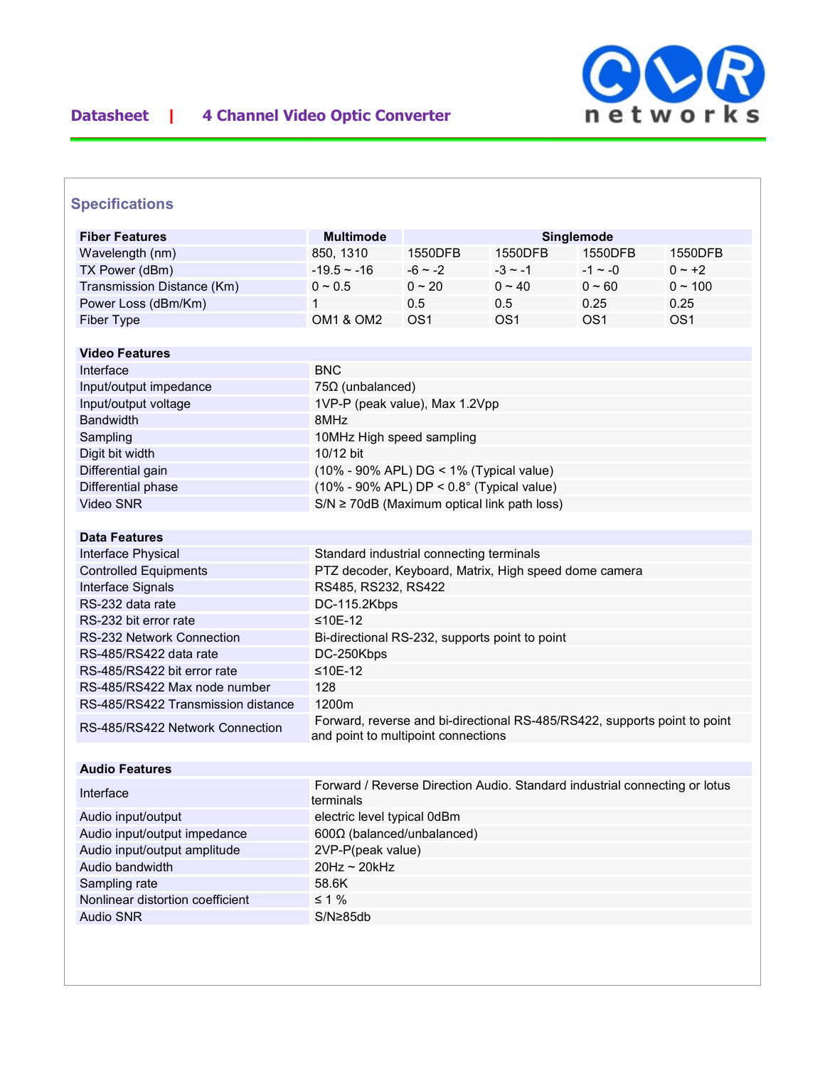## Specifications

| Fiber Features | Multimode | Singlemode | | | |
|---|---|---|---|---|---|
| Wavelength (nm) | 850, 1310 | 1550DFB | 1550DFB | 1550DFB | 1550DFB |
| TX Power (dBm) | -19.5 ~ -16 | -6 ~ -2 | -3 ~ -1 | -1 ~ -0 | 0 ~ +2 |
| Transmission Distance (Km) | 0 ~ 0.5 | 0 ~ 20 | 0 ~ 40 | 0 ~ 60 | 0 ~ 100 |
| Power Loss (dBm/Km) | 1 | 0.5 | 0.5 | 0.25 | 0.25 |
| Fiber Type | OM1 & OM2 | OS1 | OS1 | OS1 | OS1 |

| Video Features | |
|---|---|
| Interface | BNC |
| Input/output impedance | 75Ω (unbalanced) |
| Input/output voltage | 1VP-P (peak value), Max 1.2Vpp |
| Bandwidth | 8MHz |
| Sampling | 10MHz High speed sampling |
| Digit bit width | 10/12 bit |
| Differential gain | (10% - 90% APL) DG < 1% (Typical value) |
| Differential phase | (10% - 90% APL) DP < 0.8° (Typical value) |
| Video SNR | S/N ≥ 70dB (Maximum optical link path loss) |

| Data Features | |
|---|---|
| Interface Physical | Standard industrial connecting terminals |
| Controlled Equipments | PTZ decoder, Keyboard, Matrix, High speed dome camera |
| Interface Signals | RS485, RS232, RS422 |
| RS-232 data rate | DC-115.2Kbps |
| RS-232 bit error rate | ≤10E-12 |
| RS-232 Network Connection | Bi-directional RS-232, supports point to point |
| RS-485/RS422 data rate | DC-250Kbps |
| RS-485/RS422 bit error rate | ≤10E-12 |
| RS-485/RS422 Max node number | 128 |
| RS-485/RS422 Transmission distance | 1200m |
| RS-485/RS422 Network Connection | Forward, reverse and bi-directional RS-485/RS422, supports point to point and point to multipoint connections |

| Audio Features | |
|---|---|
| Interface | Forward / Reverse Direction Audio. Standard industrial connecting or lotus terminals |
| Audio input/output | electric level typical 0dBm |
| Audio input/output impedance | 600Ω (balanced/unbalanced) |
| Audio input/output amplitude | 2VP-P(peak value) |
| Audio bandwidth | 20Hz ~ 20kHz |
| Sampling rate | 58.6K |
| Nonlinear distortion coefficient | ≤ 1 % |
| Audio SNR | S/N≥85db |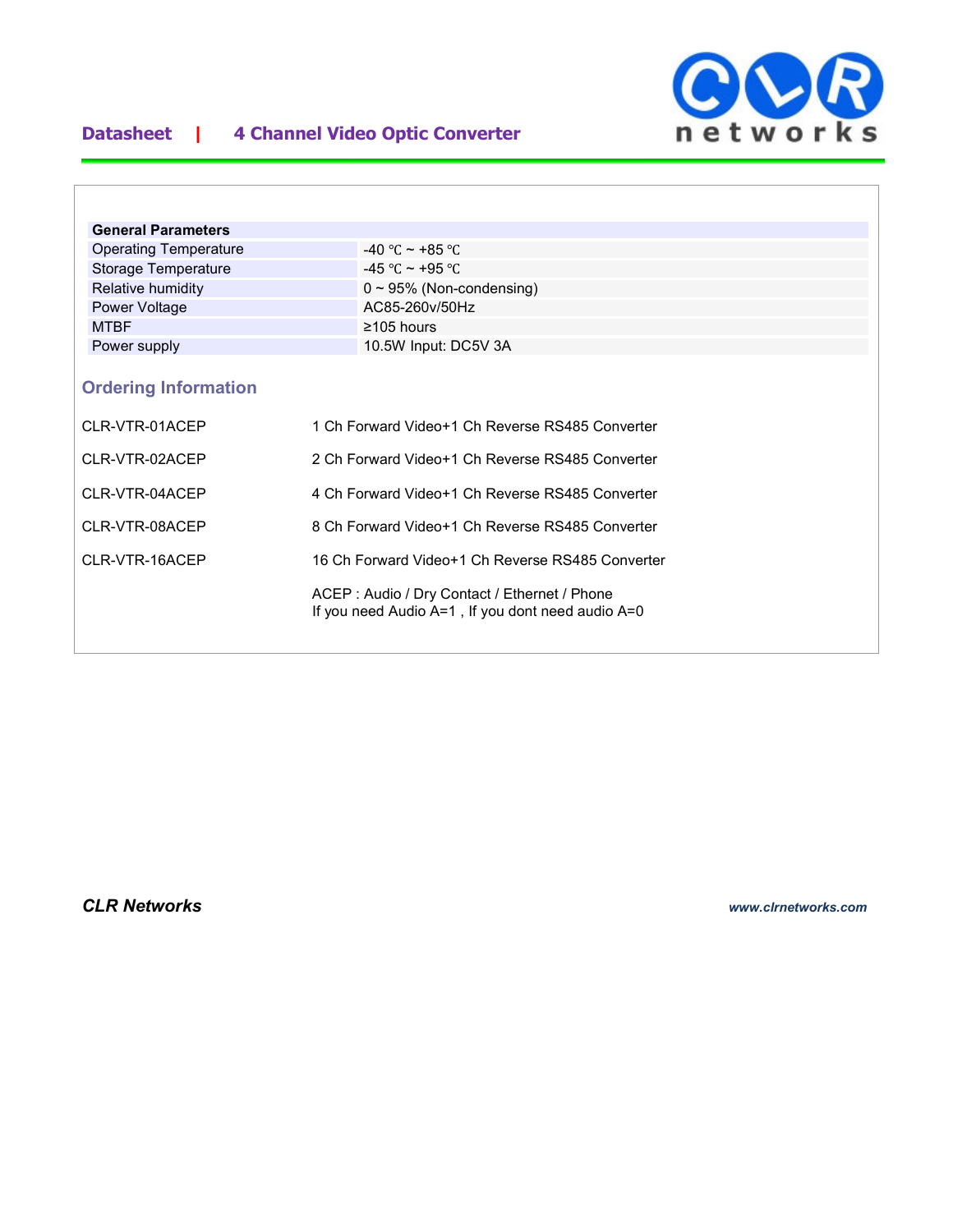| General Parameters | |
|---|---|
| Operating Temperature | -40 ℃ ~ +85 ℃ |
| Storage Temperature | -45 ℃ ~ +95 ℃ |
| Relative humidity | 0 ~ 95% (Non-condensing) |
| Power Voltage | AC85-260v/50Hz |
| MTBF | ≥105 hours |
| Power supply | 10.5W Input: DC5V 3A |

## Ordering Information

| | |
|---|---|
| CLR-VTR-01ACEP | 1 Ch Forward Video+1 Ch Reverse RS485 Converter |
| CLR-VTR-02ACEP | 2 Ch Forward Video+1 Ch Reverse RS485 Converter |
| CLR-VTR-04ACEP | 4 Ch Forward Video+1 Ch Reverse RS485 Converter |
| CLR-VTR-08ACEP | 8 Ch Forward Video+1 Ch Reverse RS485 Converter |
| CLR-VTR-16ACEP | 16 Ch Forward Video+1 Ch Reverse RS485 Converter |

ACEP : Audio / Dry Contact / Ethernet / Phone
If you need Audio A=1 , If you dont need audio A=0